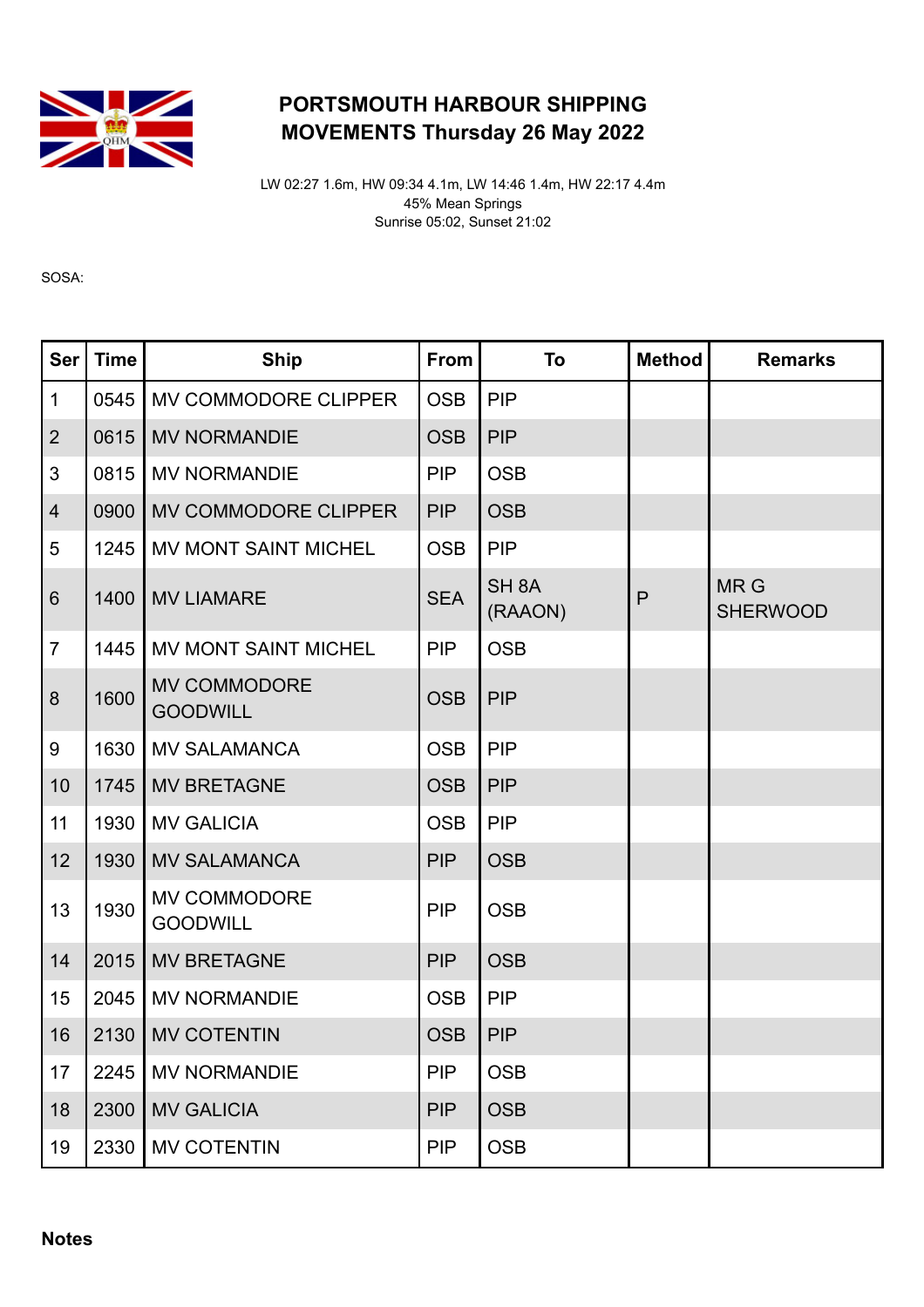# PORTSMOUTH HARBOUR SHIPPING MOVEMENTS Thursday 26 May 2022

LW 02:27 1.6m, HW 09:34 4.1m, LW 14:46 1.4m, HW 22:17 4.4m
45% Mean Springs
Sunrise 05:02, Sunset 21:02

SOSA:

| Ser | Time | Ship | From | To | Method | Remarks |
|---|---|---|---|---|---|---|
| 1 | 0545 | MV COMMODORE CLIPPER | OSB | PIP | | |
| 2 | 0615 | MV NORMANDIE | OSB | PIP | | |
| 3 | 0815 | MV NORMANDIE | PIP | OSB | | |
| 4 | 0900 | MV COMMODORE CLIPPER | PIP | OSB | | |
| 5 | 1245 | MV MONT SAINT MICHEL | OSB | PIP | | |
| 6 | 1400 | MV LIAMARE | SEA | SH 8A (RAAON) | P | MR G SHERWOOD |
| 7 | 1445 | MV MONT SAINT MICHEL | PIP | OSB | | |
| 8 | 1600 | MV COMMODORE GOODWILL | OSB | PIP | | |
| 9 | 1630 | MV SALAMANCA | OSB | PIP | | |
| 10 | 1745 | MV BRETAGNE | OSB | PIP | | |
| 11 | 1930 | MV GALICIA | OSB | PIP | | |
| 12 | 1930 | MV SALAMANCA | PIP | OSB | | |
| 13 | 1930 | MV COMMODORE GOODWILL | PIP | OSB | | |
| 14 | 2015 | MV BRETAGNE | PIP | OSB | | |
| 15 | 2045 | MV NORMANDIE | OSB | PIP | | |
| 16 | 2130 | MV COTENTIN | OSB | PIP | | |
| 17 | 2245 | MV NORMANDIE | PIP | OSB | | |
| 18 | 2300 | MV GALICIA | PIP | OSB | | |
| 19 | 2330 | MV COTENTIN | PIP | OSB | | |

**Notes**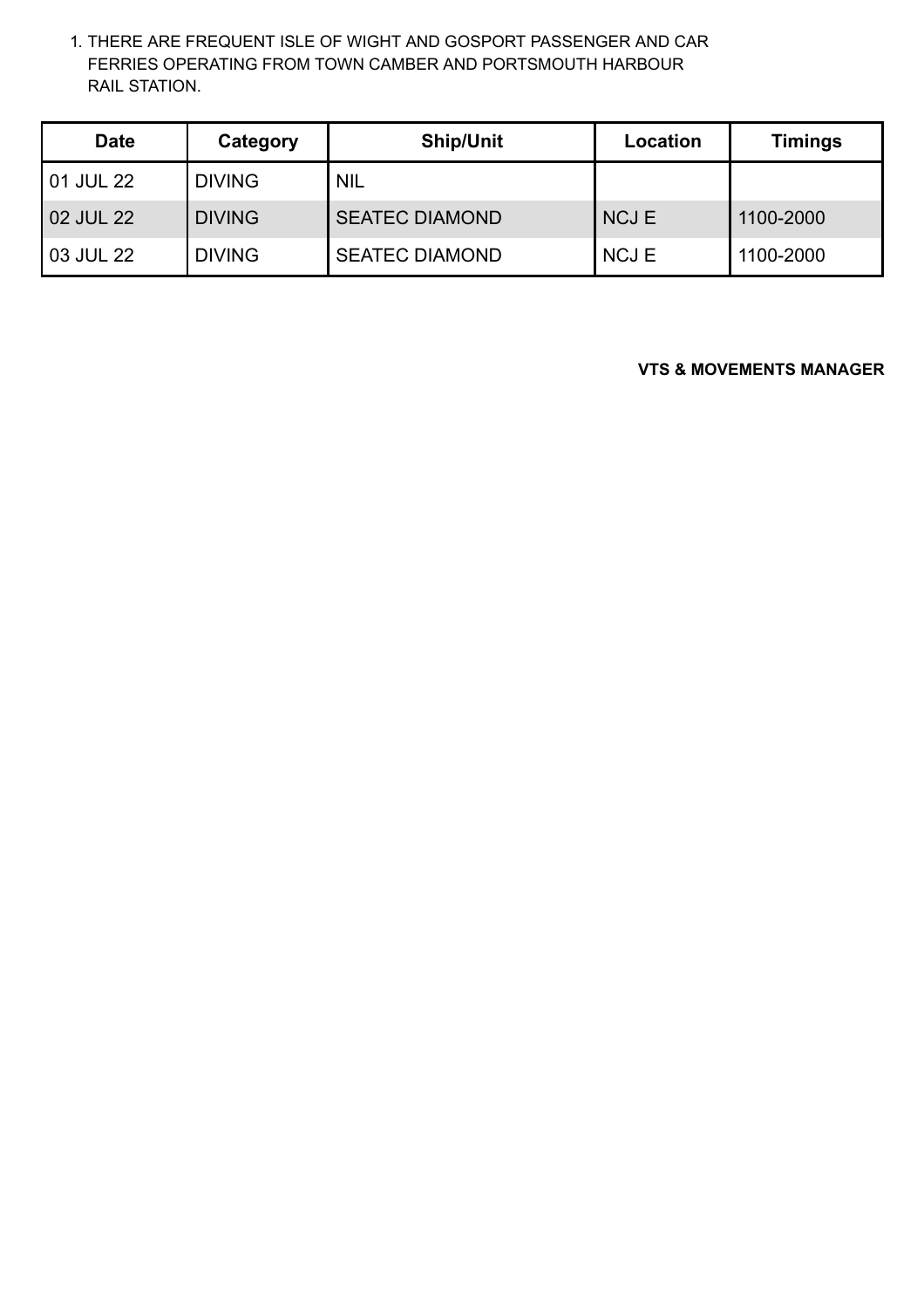1. THERE ARE FREQUENT ISLE OF WIGHT AND GOSPORT PASSENGER AND CAR FERRIES OPERATING FROM TOWN CAMBER AND PORTSMOUTH HARBOUR RAIL STATION.

| Date | Category | Ship/Unit | Location | Timings |
|---|---|---|---|---|
| 01 JUL 22 | DIVING | NIL | | |
| 02 JUL 22 | DIVING | SEATEC DIAMOND | NCJ E | 1100-2000 |
| 03 JUL 22 | DIVING | SEATEC DIAMOND | NCJ E | 1100-2000 |

**VTS & MOVEMENTS MANAGER**